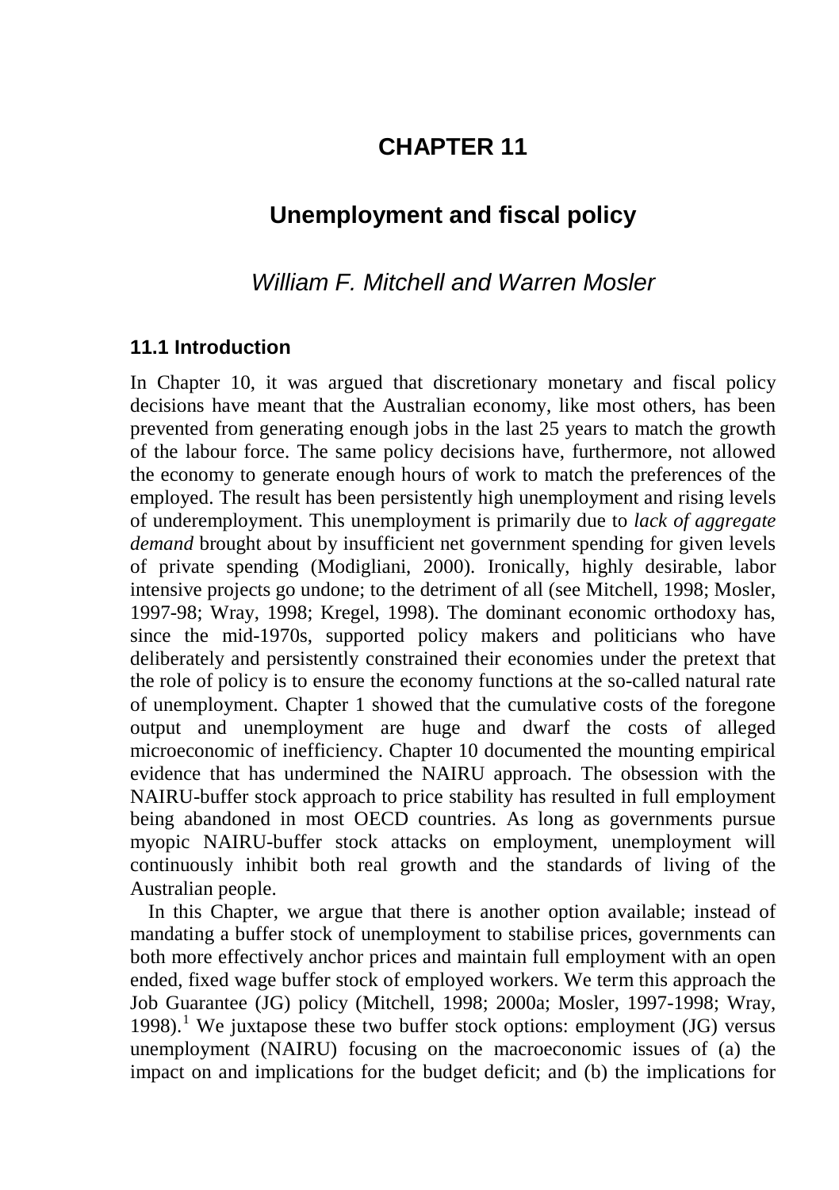# CHAPTER 11

## Unemployment and fiscal policy

*William F. Mitchell and Warren Mosler*

### 11.1 Introduction

In Chapter 10, it was argued that discretionary monetary and fiscal policy decisions have meant that the Australian economy, like most others, has been prevented from generating enough jobs in the last 25 years to match the growth of the labour force. The same policy decisions have, furthermore, not allowed the economy to generate enough hours of work to match the preferences of the employed. The result has been persistently high unemployment and rising levels of underemployment. This unemployment is primarily due to *lack of aggregate demand* brought about by insufficient net government spending for given levels of private spending (Modigliani, 2000). Ironically, highly desirable, labor intensive projects go undone; to the detriment of all (see Mitchell, 1998; Mosler, 1997-98; Wray, 1998; Kregel, 1998). The dominant economic orthodoxy has, since the mid-1970s, supported policy makers and politicians who have deliberately and persistently constrained their economies under the pretext that the role of policy is to ensure the economy functions at the so-called natural rate of unemployment. Chapter 1 showed that the cumulative costs of the foregone output and unemployment are huge and dwarf the costs of alleged microeconomic of inefficiency. Chapter 10 documented the mounting empirical evidence that has undermined the NAIRU approach. The obsession with the NAIRU-buffer stock approach to price stability has resulted in full employment being abandoned in most OECD countries. As long as governments pursue myopic NAIRU-buffer stock attacks on employment, unemployment will continuously inhibit both real growth and the standards of living of the Australian people.

In this Chapter, we argue that there is another option available; instead of mandating a buffer stock of unemployment to stabilise prices, governments can both more effectively anchor prices and maintain full employment with an open ended, fixed wage buffer stock of employed workers. We term this approach the Job Guarantee (JG) policy (Mitchell, 1998; 2000a; Mosler, 1997-1998; Wray, 1998).[1] We juxtapose these two buffer stock options: employment (JG) versus unemployment (NAIRU) focusing on the macroeconomic issues of (a) the impact on and implications for the budget deficit; and (b) the implications for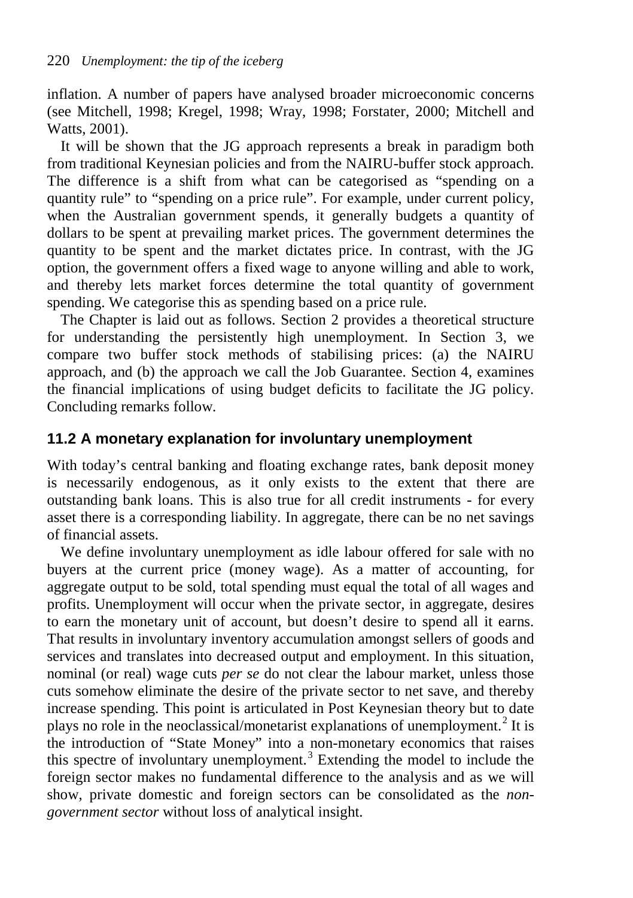inflation. A number of papers have analysed broader microeconomic concerns (see Mitchell, 1998; Kregel, 1998; Wray, 1998; Forstater, 2000; Mitchell and Watts, 2001).

It will be shown that the JG approach represents a break in paradigm both from traditional Keynesian policies and from the NAIRU-buffer stock approach. The difference is a shift from what can be categorised as "spending on a quantity rule" to "spending on a price rule". For example, under current policy, when the Australian government spends, it generally budgets a quantity of dollars to be spent at prevailing market prices. The government determines the quantity to be spent and the market dictates price. In contrast, with the JG option, the government offers a fixed wage to anyone willing and able to work, and thereby lets market forces determine the total quantity of government spending. We categorise this as spending based on a price rule.

The Chapter is laid out as follows. Section 2 provides a theoretical structure for understanding the persistently high unemployment. In Section 3, we compare two buffer stock methods of stabilising prices: (a) the NAIRU approach, and (b) the approach we call the Job Guarantee. Section 4, examines the financial implications of using budget deficits to facilitate the JG policy. Concluding remarks follow.

## 11.2 A monetary explanation for involuntary unemployment

With today's central banking and floating exchange rates, bank deposit money is necessarily endogenous, as it only exists to the extent that there are outstanding bank loans. This is also true for all credit instruments - for every asset there is a corresponding liability. In aggregate, there can be no net savings of financial assets.

We define involuntary unemployment as idle labour offered for sale with no buyers at the current price (money wage). As a matter of accounting, for aggregate output to be sold, total spending must equal the total of all wages and profits. Unemployment will occur when the private sector, in aggregate, desires to earn the monetary unit of account, but doesn't desire to spend all it earns. That results in involuntary inventory accumulation amongst sellers of goods and services and translates into decreased output and employment. In this situation, nominal (or real) wage cuts *per se* do not clear the labour market, unless those cuts somehow eliminate the desire of the private sector to net save, and thereby increase spending. This point is articulated in Post Keynesian theory but to date plays no role in the neoclassical/monetarist explanations of unemployment.[2] It is the introduction of "State Money" into a non-monetary economics that raises this spectre of involuntary unemployment.[3] Extending the model to include the foreign sector makes no fundamental difference to the analysis and as we will show, private domestic and foreign sectors can be consolidated as the *non-government sector* without loss of analytical insight.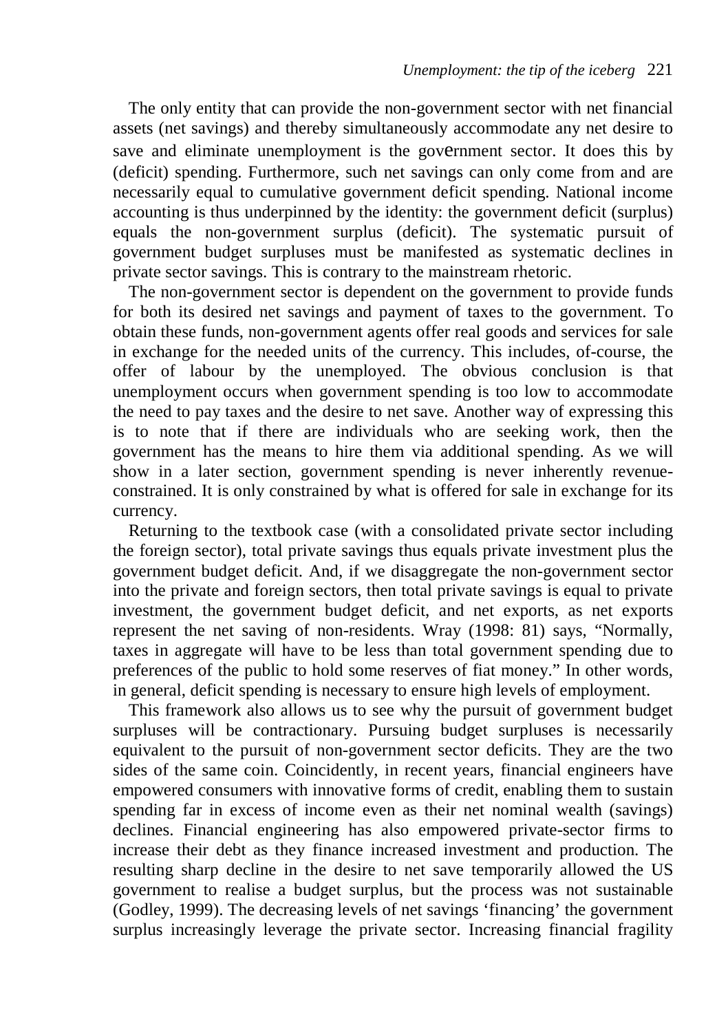The only entity that can provide the non-government sector with net financial assets (net savings) and thereby simultaneously accommodate any net desire to save and eliminate unemployment is the government sector. It does this by (deficit) spending. Furthermore, such net savings can only come from and are necessarily equal to cumulative government deficit spending. National income accounting is thus underpinned by the identity: the government deficit (surplus) equals the non-government surplus (deficit). The systematic pursuit of government budget surpluses must be manifested as systematic declines in private sector savings. This is contrary to the mainstream rhetoric.

The non-government sector is dependent on the government to provide funds for both its desired net savings and payment of taxes to the government. To obtain these funds, non-government agents offer real goods and services for sale in exchange for the needed units of the currency. This includes, of-course, the offer of labour by the unemployed. The obvious conclusion is that unemployment occurs when government spending is too low to accommodate the need to pay taxes and the desire to net save. Another way of expressing this is to note that if there are individuals who are seeking work, then the government has the means to hire them via additional spending. As we will show in a later section, government spending is never inherently revenue-constrained. It is only constrained by what is offered for sale in exchange for its currency.

Returning to the textbook case (with a consolidated private sector including the foreign sector), total private savings thus equals private investment plus the government budget deficit. And, if we disaggregate the non-government sector into the private and foreign sectors, then total private savings is equal to private investment, the government budget deficit, and net exports, as net exports represent the net saving of non-residents. Wray (1998: 81) says, "Normally, taxes in aggregate will have to be less than total government spending due to preferences of the public to hold some reserves of fiat money." In other words, in general, deficit spending is necessary to ensure high levels of employment.

This framework also allows us to see why the pursuit of government budget surpluses will be contractionary. Pursuing budget surpluses is necessarily equivalent to the pursuit of non-government sector deficits. They are the two sides of the same coin. Coincidently, in recent years, financial engineers have empowered consumers with innovative forms of credit, enabling them to sustain spending far in excess of income even as their net nominal wealth (savings) declines. Financial engineering has also empowered private-sector firms to increase their debt as they finance increased investment and production. The resulting sharp decline in the desire to net save temporarily allowed the US government to realise a budget surplus, but the process was not sustainable (Godley, 1999). The decreasing levels of net savings 'financing' the government surplus increasingly leverage the private sector. Increasing financial fragility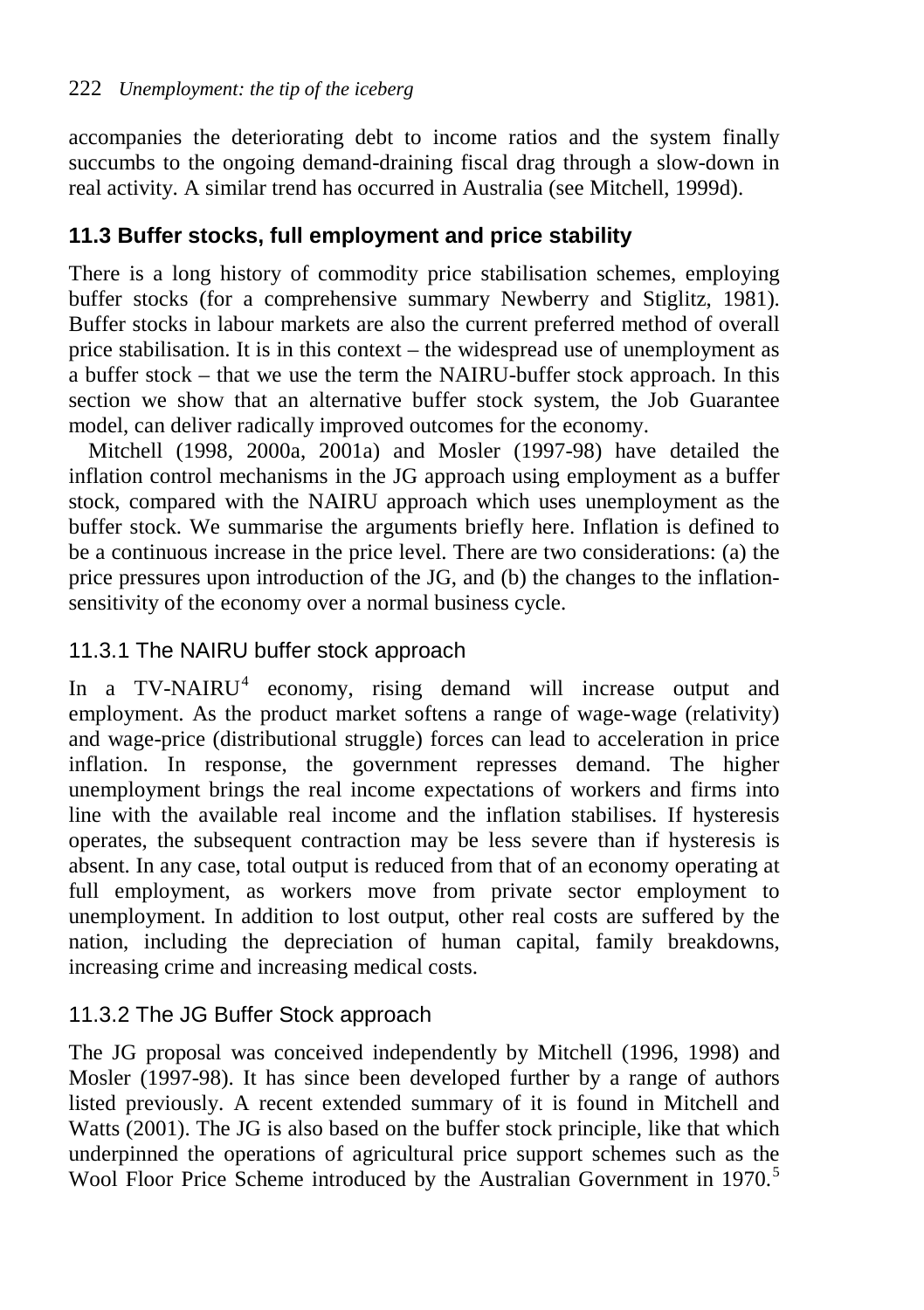accompanies the deteriorating debt to income ratios and the system finally succumbs to the ongoing demand-draining fiscal drag through a slow-down in real activity. A similar trend has occurred in Australia (see Mitchell, 1999d).

## 11.3 Buffer stocks, full employment and price stability

There is a long history of commodity price stabilisation schemes, employing buffer stocks (for a comprehensive summary Newberry and Stiglitz, 1981). Buffer stocks in labour markets are also the current preferred method of overall price stabilisation. It is in this context – the widespread use of unemployment as a buffer stock – that we use the term the NAIRU-buffer stock approach. In this section we show that an alternative buffer stock system, the Job Guarantee model, can deliver radically improved outcomes for the economy.

Mitchell (1998, 2000a, 2001a) and Mosler (1997-98) have detailed the inflation control mechanisms in the JG approach using employment as a buffer stock, compared with the NAIRU approach which uses unemployment as the buffer stock. We summarise the arguments briefly here. Inflation is defined to be a continuous increase in the price level. There are two considerations: (a) the price pressures upon introduction of the JG, and (b) the changes to the inflation-sensitivity of the economy over a normal business cycle.

### 11.3.1 The NAIRU buffer stock approach

In a TV-NAIRU[4] economy, rising demand will increase output and employment. As the product market softens a range of wage-wage (relativity) and wage-price (distributional struggle) forces can lead to acceleration in price inflation. In response, the government represses demand. The higher unemployment brings the real income expectations of workers and firms into line with the available real income and the inflation stabilises. If hysteresis operates, the subsequent contraction may be less severe than if hysteresis is absent. In any case, total output is reduced from that of an economy operating at full employment, as workers move from private sector employment to unemployment. In addition to lost output, other real costs are suffered by the nation, including the depreciation of human capital, family breakdowns, increasing crime and increasing medical costs.

### 11.3.2 The JG Buffer Stock approach

The JG proposal was conceived independently by Mitchell (1996, 1998) and Mosler (1997-98). It has since been developed further by a range of authors listed previously. A recent extended summary of it is found in Mitchell and Watts (2001). The JG is also based on the buffer stock principle, like that which underpinned the operations of agricultural price support schemes such as the Wool Floor Price Scheme introduced by the Australian Government in 1970.[5]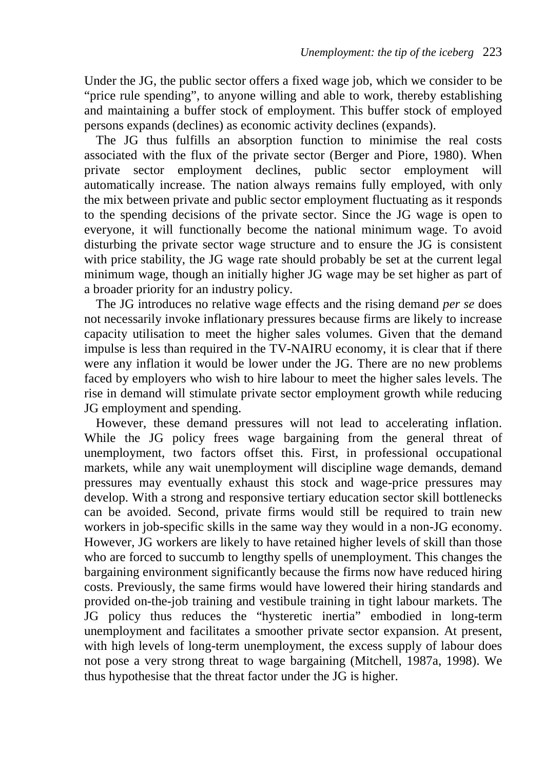Under the JG, the public sector offers a fixed wage job, which we consider to be "price rule spending", to anyone willing and able to work, thereby establishing and maintaining a buffer stock of employment. This buffer stock of employed persons expands (declines) as economic activity declines (expands).

The JG thus fulfills an absorption function to minimise the real costs associated with the flux of the private sector (Berger and Piore, 1980). When private sector employment declines, public sector employment will automatically increase. The nation always remains fully employed, with only the mix between private and public sector employment fluctuating as it responds to the spending decisions of the private sector. Since the JG wage is open to everyone, it will functionally become the national minimum wage. To avoid disturbing the private sector wage structure and to ensure the JG is consistent with price stability, the JG wage rate should probably be set at the current legal minimum wage, though an initially higher JG wage may be set higher as part of a broader priority for an industry policy.

The JG introduces no relative wage effects and the rising demand *per se* does not necessarily invoke inflationary pressures because firms are likely to increase capacity utilisation to meet the higher sales volumes. Given that the demand impulse is less than required in the TV-NAIRU economy, it is clear that if there were any inflation it would be lower under the JG. There are no new problems faced by employers who wish to hire labour to meet the higher sales levels. The rise in demand will stimulate private sector employment growth while reducing JG employment and spending.

However, these demand pressures will not lead to accelerating inflation. While the JG policy frees wage bargaining from the general threat of unemployment, two factors offset this. First, in professional occupational markets, while any wait unemployment will discipline wage demands, demand pressures may eventually exhaust this stock and wage-price pressures may develop. With a strong and responsive tertiary education sector skill bottlenecks can be avoided. Second, private firms would still be required to train new workers in job-specific skills in the same way they would in a non-JG economy. However, JG workers are likely to have retained higher levels of skill than those who are forced to succumb to lengthy spells of unemployment. This changes the bargaining environment significantly because the firms now have reduced hiring costs. Previously, the same firms would have lowered their hiring standards and provided on-the-job training and vestibule training in tight labour markets. The JG policy thus reduces the "hysteretic inertia" embodied in long-term unemployment and facilitates a smoother private sector expansion. At present, with high levels of long-term unemployment, the excess supply of labour does not pose a very strong threat to wage bargaining (Mitchell, 1987a, 1998). We thus hypothesise that the threat factor under the JG is higher.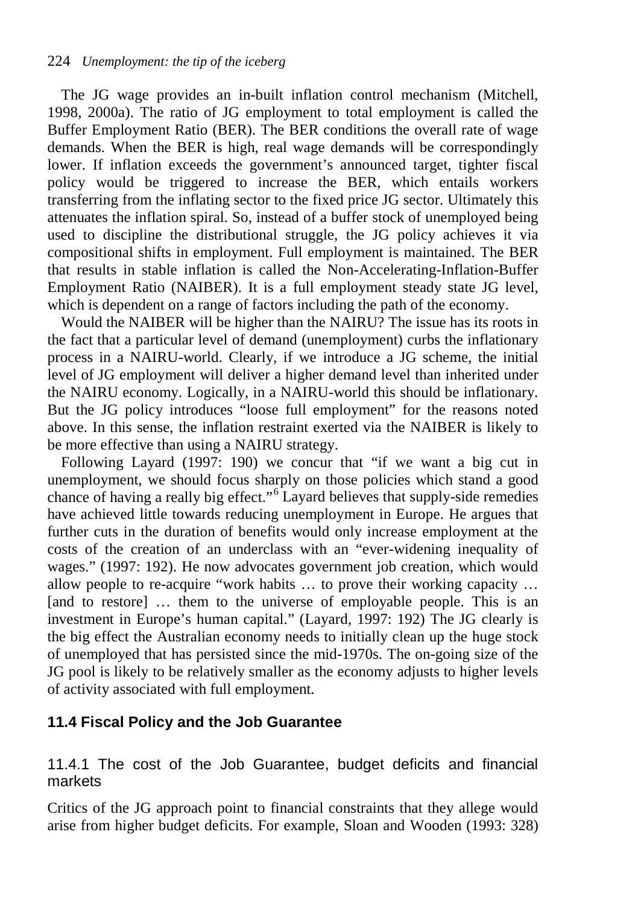The JG wage provides an in-built inflation control mechanism (Mitchell, 1998, 2000a). The ratio of JG employment to total employment is called the Buffer Employment Ratio (BER). The BER conditions the overall rate of wage demands. When the BER is high, real wage demands will be correspondingly lower. If inflation exceeds the government's announced target, tighter fiscal policy would be triggered to increase the BER, which entails workers transferring from the inflating sector to the fixed price JG sector. Ultimately this attenuates the inflation spiral. So, instead of a buffer stock of unemployed being used to discipline the distributional struggle, the JG policy achieves it via compositional shifts in employment. Full employment is maintained. The BER that results in stable inflation is called the Non-Accelerating-Inflation-Buffer Employment Ratio (NAIBER). It is a full employment steady state JG level, which is dependent on a range of factors including the path of the economy.

Would the NAIBER will be higher than the NAIRU? The issue has its roots in the fact that a particular level of demand (unemployment) curbs the inflationary process in a NAIRU-world. Clearly, if we introduce a JG scheme, the initial level of JG employment will deliver a higher demand level than inherited under the NAIRU economy. Logically, in a NAIRU-world this should be inflationary. But the JG policy introduces "loose full employment" for the reasons noted above. In this sense, the inflation restraint exerted via the NAIBER is likely to be more effective than using a NAIRU strategy.

Following Layard (1997: 190) we concur that "if we want a big cut in unemployment, we should focus sharply on those policies which stand a good chance of having a really big effect."[6] Layard believes that supply-side remedies have achieved little towards reducing unemployment in Europe. He argues that further cuts in the duration of benefits would only increase employment at the costs of the creation of an underclass with an "ever-widening inequality of wages." (1997: 192). He now advocates government job creation, which would allow people to re-acquire "work habits … to prove their working capacity … [and to restore] … them to the universe of employable people. This is an investment in Europe's human capital." (Layard, 1997: 192) The JG clearly is the big effect the Australian economy needs to initially clean up the huge stock of unemployed that has persisted since the mid-1970s. The on-going size of the JG pool is likely to be relatively smaller as the economy adjusts to higher levels of activity associated with full employment.

## 11.4 Fiscal Policy and the Job Guarantee

### 11.4.1 The cost of the Job Guarantee, budget deficits and financial markets

Critics of the JG approach point to financial constraints that they allege would arise from higher budget deficits. For example, Sloan and Wooden (1993: 328)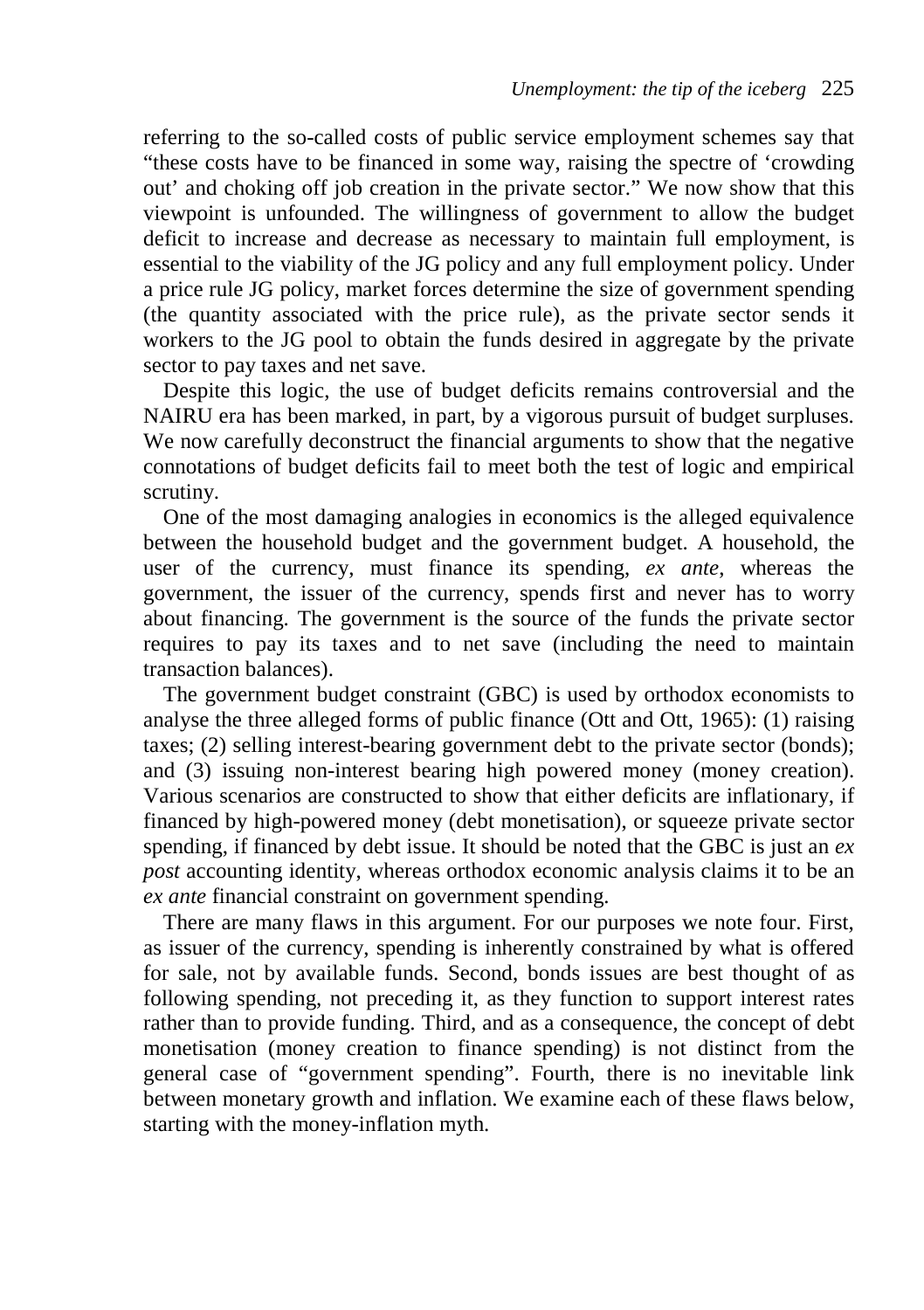referring to the so-called costs of public service employment schemes say that "these costs have to be financed in some way, raising the spectre of 'crowding out' and choking off job creation in the private sector." We now show that this viewpoint is unfounded. The willingness of government to allow the budget deficit to increase and decrease as necessary to maintain full employment, is essential to the viability of the JG policy and any full employment policy. Under a price rule JG policy, market forces determine the size of government spending (the quantity associated with the price rule), as the private sector sends it workers to the JG pool to obtain the funds desired in aggregate by the private sector to pay taxes and net save.

Despite this logic, the use of budget deficits remains controversial and the NAIRU era has been marked, in part, by a vigorous pursuit of budget surpluses. We now carefully deconstruct the financial arguments to show that the negative connotations of budget deficits fail to meet both the test of logic and empirical scrutiny.

One of the most damaging analogies in economics is the alleged equivalence between the household budget and the government budget. A household, the user of the currency, must finance its spending, *ex ante*, whereas the government, the issuer of the currency, spends first and never has to worry about financing. The government is the source of the funds the private sector requires to pay its taxes and to net save (including the need to maintain transaction balances).

The government budget constraint (GBC) is used by orthodox economists to analyse the three alleged forms of public finance (Ott and Ott, 1965): (1) raising taxes; (2) selling interest-bearing government debt to the private sector (bonds); and (3) issuing non-interest bearing high powered money (money creation). Various scenarios are constructed to show that either deficits are inflationary, if financed by high-powered money (debt monetisation), or squeeze private sector spending, if financed by debt issue. It should be noted that the GBC is just an *ex post* accounting identity, whereas orthodox economic analysis claims it to be an *ex ante* financial constraint on government spending.

There are many flaws in this argument. For our purposes we note four. First, as issuer of the currency, spending is inherently constrained by what is offered for sale, not by available funds. Second, bonds issues are best thought of as following spending, not preceding it, as they function to support interest rates rather than to provide funding. Third, and as a consequence, the concept of debt monetisation (money creation to finance spending) is not distinct from the general case of "government spending". Fourth, there is no inevitable link between monetary growth and inflation. We examine each of these flaws below, starting with the money-inflation myth.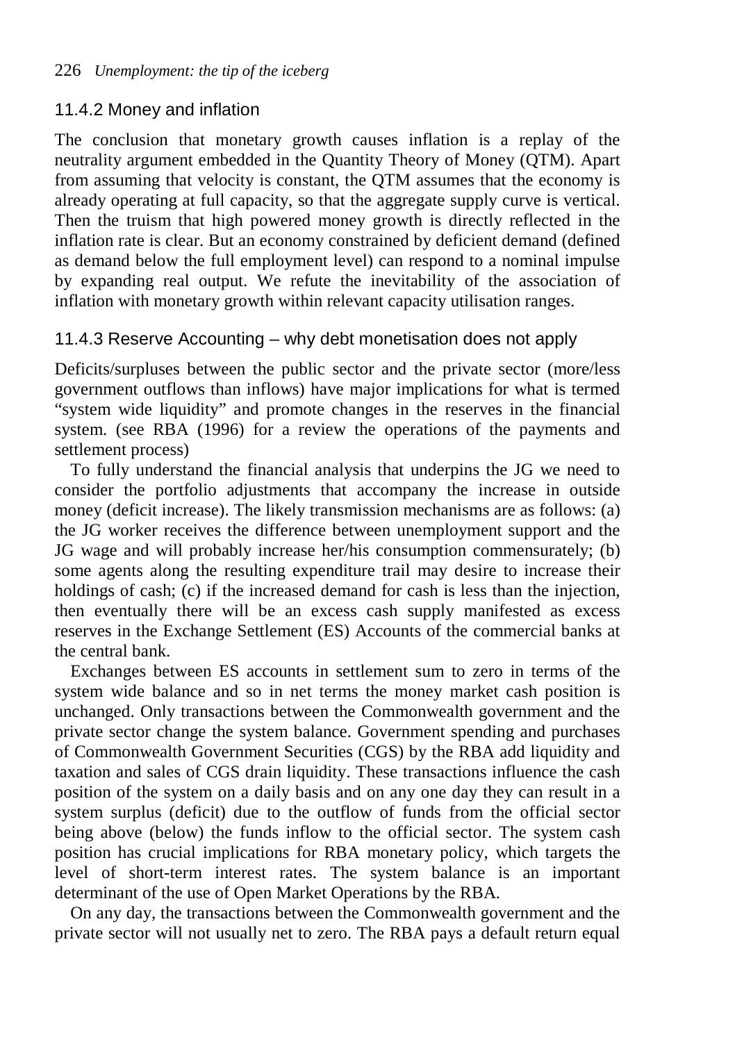### 11.4.2 Money and inflation

The conclusion that monetary growth causes inflation is a replay of the neutrality argument embedded in the Quantity Theory of Money (QTM). Apart from assuming that velocity is constant, the QTM assumes that the economy is already operating at full capacity, so that the aggregate supply curve is vertical. Then the truism that high powered money growth is directly reflected in the inflation rate is clear. But an economy constrained by deficient demand (defined as demand below the full employment level) can respond to a nominal impulse by expanding real output. We refute the inevitability of the association of inflation with monetary growth within relevant capacity utilisation ranges.

### 11.4.3 Reserve Accounting – why debt monetisation does not apply

Deficits/surpluses between the public sector and the private sector (more/less government outflows than inflows) have major implications for what is termed "system wide liquidity" and promote changes in the reserves in the financial system. (see RBA (1996) for a review the operations of the payments and settlement process)

To fully understand the financial analysis that underpins the JG we need to consider the portfolio adjustments that accompany the increase in outside money (deficit increase). The likely transmission mechanisms are as follows: (a) the JG worker receives the difference between unemployment support and the JG wage and will probably increase her/his consumption commensurately; (b) some agents along the resulting expenditure trail may desire to increase their holdings of cash; (c) if the increased demand for cash is less than the injection, then eventually there will be an excess cash supply manifested as excess reserves in the Exchange Settlement (ES) Accounts of the commercial banks at the central bank.

Exchanges between ES accounts in settlement sum to zero in terms of the system wide balance and so in net terms the money market cash position is unchanged. Only transactions between the Commonwealth government and the private sector change the system balance. Government spending and purchases of Commonwealth Government Securities (CGS) by the RBA add liquidity and taxation and sales of CGS drain liquidity. These transactions influence the cash position of the system on a daily basis and on any one day they can result in a system surplus (deficit) due to the outflow of funds from the official sector being above (below) the funds inflow to the official sector. The system cash position has crucial implications for RBA monetary policy, which targets the level of short-term interest rates. The system balance is an important determinant of the use of Open Market Operations by the RBA.

On any day, the transactions between the Commonwealth government and the private sector will not usually net to zero. The RBA pays a default return equal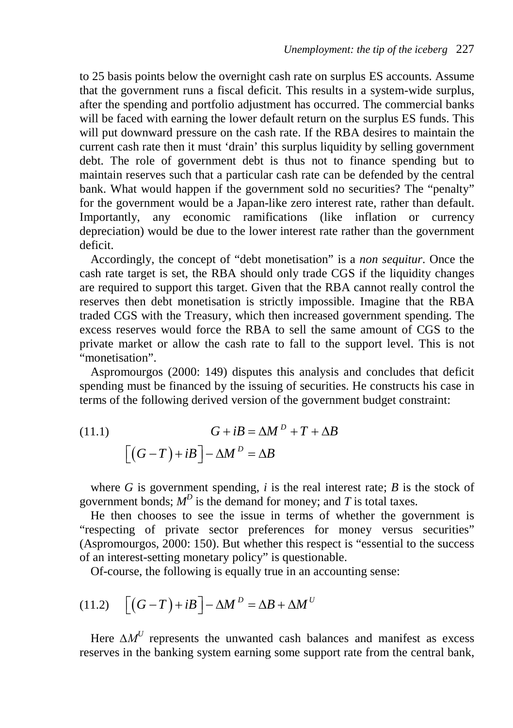to 25 basis points below the overnight cash rate on surplus ES accounts. Assume that the government runs a fiscal deficit. This results in a system-wide surplus, after the spending and portfolio adjustment has occurred. The commercial banks will be faced with earning the lower default return on the surplus ES funds. This will put downward pressure on the cash rate. If the RBA desires to maintain the current cash rate then it must 'drain' this surplus liquidity by selling government debt. The role of government debt is thus not to finance spending but to maintain reserves such that a particular cash rate can be defended by the central bank. What would happen if the government sold no securities? The "penalty" for the government would be a Japan-like zero interest rate, rather than default. Importantly, any economic ramifications (like inflation or currency depreciation) would be due to the lower interest rate rather than the government deficit.

Accordingly, the concept of "debt monetisation" is a *non sequitur*. Once the cash rate target is set, the RBA should only trade CGS if the liquidity changes are required to support this target. Given that the RBA cannot really control the reserves then debt monetisation is strictly impossible. Imagine that the RBA traded CGS with the Treasury, which then increased government spending. The excess reserves would force the RBA to sell the same amount of CGS to the private market or allow the cash rate to fall to the support level. This is not "monetisation".

Aspromourgos (2000: 149) disputes this analysis and concludes that deficit spending must be financed by the issuing of securities. He constructs his case in terms of the following derived version of the government budget constraint:

$$G + iB = \Delta M^D + T + \Delta B \tag{11.1}$$

$$\left[ \left( G - T \right) + iB \right] - \Delta M^D = \Delta B$$

where $G$ is government spending, $i$ is the real interest rate; $B$ is the stock of government bonds; $M^D$ is the demand for money; and $T$ is total taxes.

He then chooses to see the issue in terms of whether the government is "respecting of private sector preferences for money versus securities" (Aspromourgos, 2000: 150). But whether this respect is "essential to the success of an interest-setting monetary policy" is questionable.

Of-course, the following is equally true in an accounting sense:

$$\left[ \left( G - T \right) + iB \right] - \Delta M^D = \Delta B + \Delta M^U \tag{11.2}$$

Here $\Delta M^U$ represents the unwanted cash balances and manifest as excess reserves in the banking system earning some support rate from the central bank,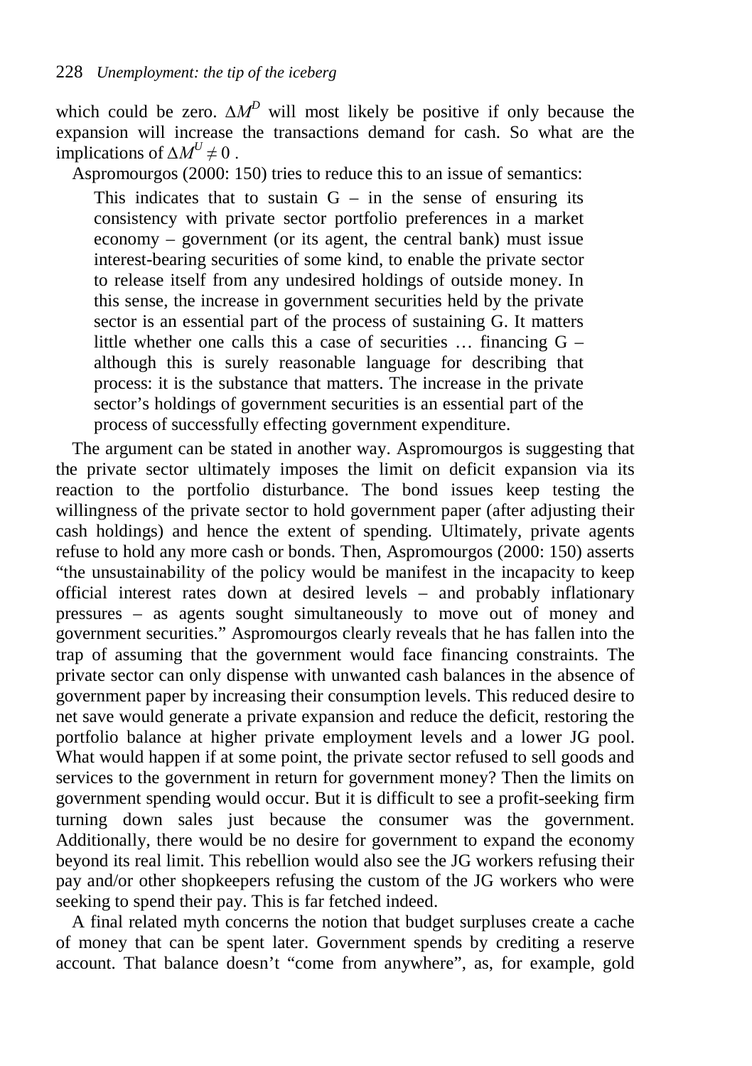which could be zero. $\Delta M^D$ will most likely be positive if only because the expansion will increase the transactions demand for cash. So what are the implications of $\Delta M^U \neq 0$ .

Aspromourgos (2000: 150) tries to reduce this to an issue of semantics:

> This indicates that to sustain G – in the sense of ensuring its consistency with private sector portfolio preferences in a market economy – government (or its agent, the central bank) must issue interest-bearing securities of some kind, to enable the private sector to release itself from any undesired holdings of outside money. In this sense, the increase in government securities held by the private sector is an essential part of the process of sustaining G. It matters little whether one calls this a case of securities … financing G – although this is surely reasonable language for describing that process: it is the substance that matters. The increase in the private sector's holdings of government securities is an essential part of the process of successfully effecting government expenditure.

The argument can be stated in another way. Aspromourgos is suggesting that the private sector ultimately imposes the limit on deficit expansion via its reaction to the portfolio disturbance. The bond issues keep testing the willingness of the private sector to hold government paper (after adjusting their cash holdings) and hence the extent of spending. Ultimately, private agents refuse to hold any more cash or bonds. Then, Aspromourgos (2000: 150) asserts "the unsustainability of the policy would be manifest in the incapacity to keep official interest rates down at desired levels – and probably inflationary pressures – as agents sought simultaneously to move out of money and government securities." Aspromourgos clearly reveals that he has fallen into the trap of assuming that the government would face financing constraints. The private sector can only dispense with unwanted cash balances in the absence of government paper by increasing their consumption levels. This reduced desire to net save would generate a private expansion and reduce the deficit, restoring the portfolio balance at higher private employment levels and a lower JG pool. What would happen if at some point, the private sector refused to sell goods and services to the government in return for government money? Then the limits on government spending would occur. But it is difficult to see a profit-seeking firm turning down sales just because the consumer was the government. Additionally, there would be no desire for government to expand the economy beyond its real limit. This rebellion would also see the JG workers refusing their pay and/or other shopkeepers refusing the custom of the JG workers who were seeking to spend their pay. This is far fetched indeed.

A final related myth concerns the notion that budget surpluses create a cache of money that can be spent later. Government spends by crediting a reserve account. That balance doesn't "come from anywhere", as, for example, gold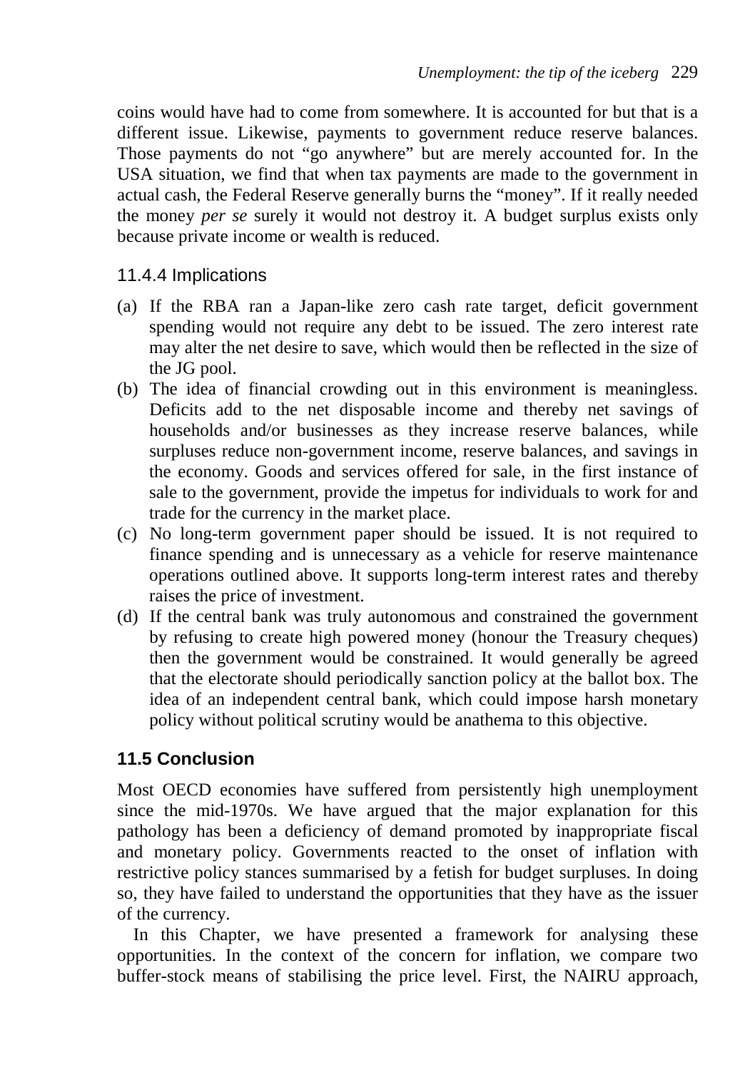coins would have had to come from somewhere. It is accounted for but that is a different issue. Likewise, payments to government reduce reserve balances. Those payments do not "go anywhere" but are merely accounted for. In the USA situation, we find that when tax payments are made to the government in actual cash, the Federal Reserve generally burns the "money". If it really needed the money *per se* surely it would not destroy it. A budget surplus exists only because private income or wealth is reduced.

### 11.4.4 Implications

(a) If the RBA ran a Japan-like zero cash rate target, deficit government spending would not require any debt to be issued. The zero interest rate may alter the net desire to save, which would then be reflected in the size of the JG pool.

(b) The idea of financial crowding out in this environment is meaningless. Deficits add to the net disposable income and thereby net savings of households and/or businesses as they increase reserve balances, while surpluses reduce non-government income, reserve balances, and savings in the economy. Goods and services offered for sale, in the first instance of sale to the government, provide the impetus for individuals to work for and trade for the currency in the market place.

(c) No long-term government paper should be issued. It is not required to finance spending and is unnecessary as a vehicle for reserve maintenance operations outlined above. It supports long-term interest rates and thereby raises the price of investment.

(d) If the central bank was truly autonomous and constrained the government by refusing to create high powered money (honour the Treasury cheques) then the government would be constrained. It would generally be agreed that the electorate should periodically sanction policy at the ballot box. The idea of an independent central bank, which could impose harsh monetary policy without political scrutiny would be anathema to this objective.

## 11.5 Conclusion

Most OECD economies have suffered from persistently high unemployment since the mid-1970s. We have argued that the major explanation for this pathology has been a deficiency of demand promoted by inappropriate fiscal and monetary policy. Governments reacted to the onset of inflation with restrictive policy stances summarised by a fetish for budget surpluses. In doing so, they have failed to understand the opportunities that they have as the issuer of the currency.

In this Chapter, we have presented a framework for analysing these opportunities. In the context of the concern for inflation, we compare two buffer-stock means of stabilising the price level. First, the NAIRU approach,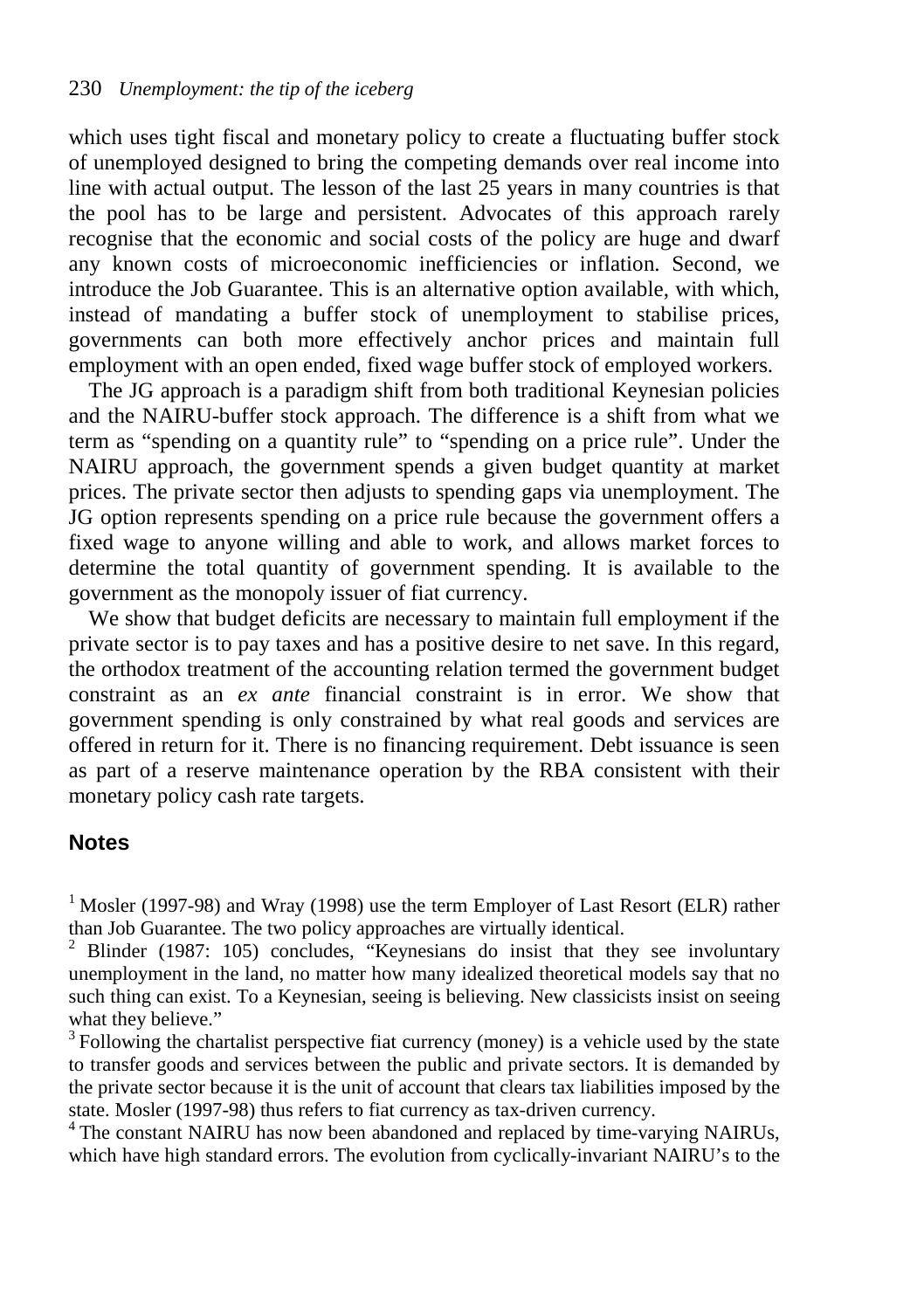which uses tight fiscal and monetary policy to create a fluctuating buffer stock of unemployed designed to bring the competing demands over real income into line with actual output. The lesson of the last 25 years in many countries is that the pool has to be large and persistent. Advocates of this approach rarely recognise that the economic and social costs of the policy are huge and dwarf any known costs of microeconomic inefficiencies or inflation. Second, we introduce the Job Guarantee. This is an alternative option available, with which, instead of mandating a buffer stock of unemployment to stabilise prices, governments can both more effectively anchor prices and maintain full employment with an open ended, fixed wage buffer stock of employed workers.

The JG approach is a paradigm shift from both traditional Keynesian policies and the NAIRU-buffer stock approach. The difference is a shift from what we term as "spending on a quantity rule" to "spending on a price rule". Under the NAIRU approach, the government spends a given budget quantity at market prices. The private sector then adjusts to spending gaps via unemployment. The JG option represents spending on a price rule because the government offers a fixed wage to anyone willing and able to work, and allows market forces to determine the total quantity of government spending. It is available to the government as the monopoly issuer of fiat currency.

We show that budget deficits are necessary to maintain full employment if the private sector is to pay taxes and has a positive desire to net save. In this regard, the orthodox treatment of the accounting relation termed the government budget constraint as an *ex ante* financial constraint is in error. We show that government spending is only constrained by what real goods and services are offered in return for it. There is no financing requirement. Debt issuance is seen as part of a reserve maintenance operation by the RBA consistent with their monetary policy cash rate targets.

## Notes

[1] Mosler (1997-98) and Wray (1998) use the term Employer of Last Resort (ELR) rather than Job Guarantee. The two policy approaches are virtually identical.

[2] Blinder (1987: 105) concludes, "Keynesians do insist that they see involuntary unemployment in the land, no matter how many idealized theoretical models say that no such thing can exist. To a Keynesian, seeing is believing. New classicists insist on seeing what they believe."

[3] Following the chartalist perspective fiat currency (money) is a vehicle used by the state to transfer goods and services between the public and private sectors. It is demanded by the private sector because it is the unit of account that clears tax liabilities imposed by the state. Mosler (1997-98) thus refers to fiat currency as tax-driven currency.

[4] The constant NAIRU has now been abandoned and replaced by time-varying NAIRUs, which have high standard errors. The evolution from cyclically-invariant NAIRU's to the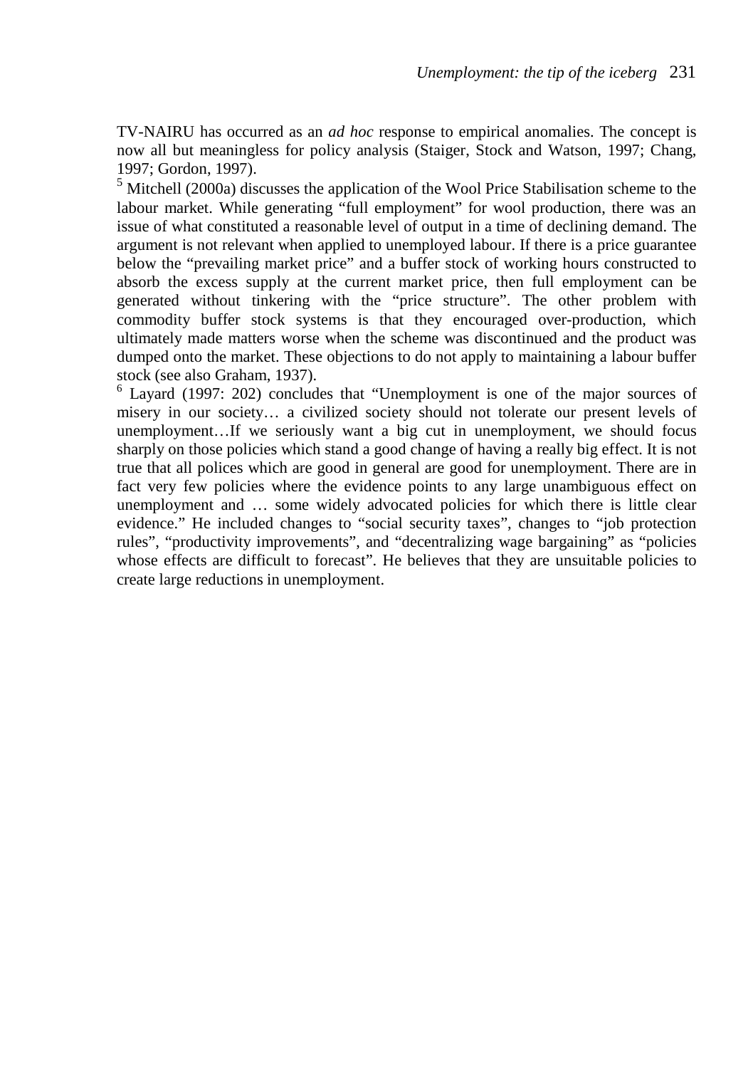TV-NAIRU has occurred as an *ad hoc* response to empirical anomalies. The concept is now all but meaningless for policy analysis (Staiger, Stock and Watson, 1997; Chang, 1997; Gordon, 1997).

[5] Mitchell (2000a) discusses the application of the Wool Price Stabilisation scheme to the labour market. While generating "full employment" for wool production, there was an issue of what constituted a reasonable level of output in a time of declining demand. The argument is not relevant when applied to unemployed labour. If there is a price guarantee below the "prevailing market price" and a buffer stock of working hours constructed to absorb the excess supply at the current market price, then full employment can be generated without tinkering with the "price structure". The other problem with commodity buffer stock systems is that they encouraged over-production, which ultimately made matters worse when the scheme was discontinued and the product was dumped onto the market. These objections to do not apply to maintaining a labour buffer stock (see also Graham, 1937).

[6] Layard (1997: 202) concludes that "Unemployment is one of the major sources of misery in our society… a civilized society should not tolerate our present levels of unemployment…If we seriously want a big cut in unemployment, we should focus sharply on those policies which stand a good change of having a really big effect. It is not true that all polices which are good in general are good for unemployment. There are in fact very few policies where the evidence points to any large unambiguous effect on unemployment and … some widely advocated policies for which there is little clear evidence." He included changes to "social security taxes", changes to "job protection rules", "productivity improvements", and "decentralizing wage bargaining" as "policies whose effects are difficult to forecast". He believes that they are unsuitable policies to create large reductions in unemployment.